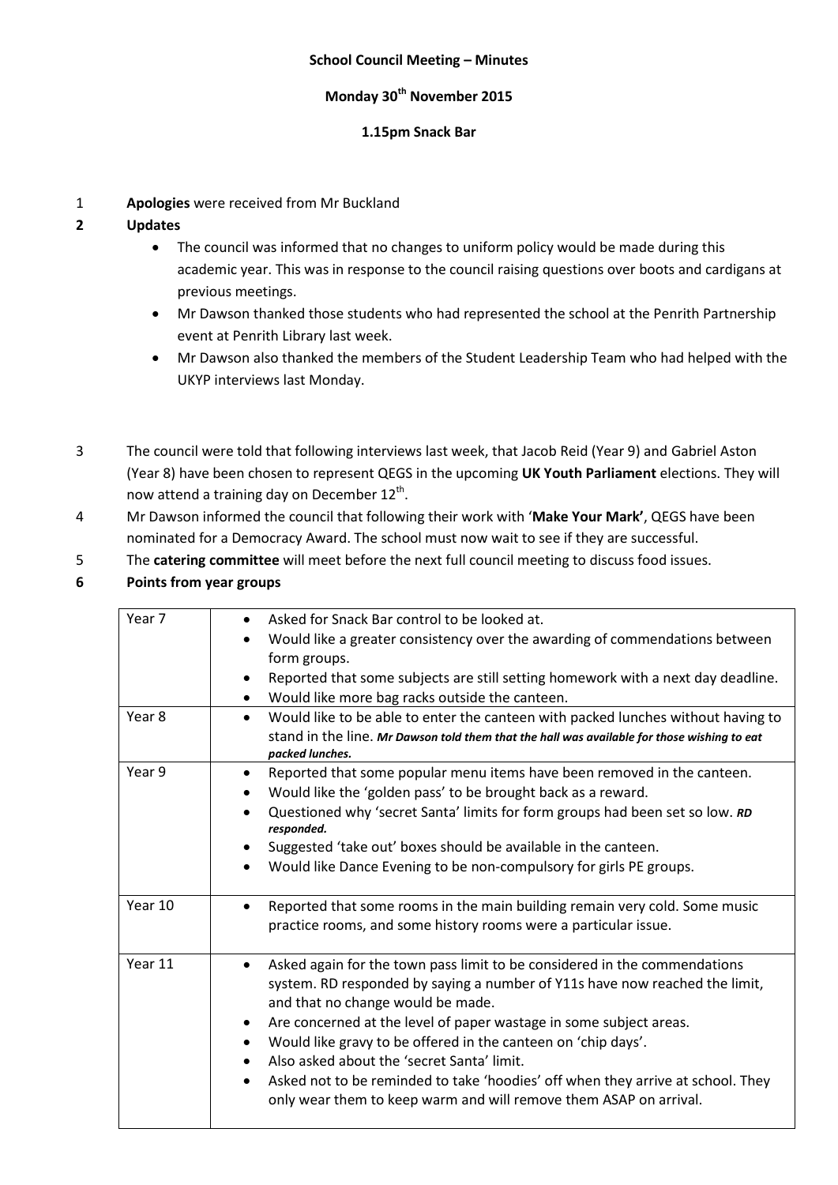**School Council Meeting – Minutes**

**Monday 30th November 2015**

**1.15pm Snack Bar**

1 **Apologies** were received from Mr Buckland

**2 Updates**

- The council was informed that no changes to uniform policy would be made during this academic year. This was in response to the council raising questions over boots and cardigans at previous meetings.
- Mr Dawson thanked those students who had represented the school at the Penrith Partnership event at Penrith Library last week.
- Mr Dawson also thanked the members of the Student Leadership Team who had helped with the UKYP interviews last Monday.

3 The council were told that following interviews last week, that Jacob Reid (Year 9) and Gabriel Aston (Year 8) have been chosen to represent QEGS in the upcoming **UK Youth Parliament** elections. They will now attend a training day on December 12th.

4 Mr Dawson informed the council that following their work with '**Make Your Mark'**, QEGS have been nominated for a Democracy Award. The school must now wait to see if they are successful.

5 The **catering committee** will meet before the next full council meeting to discuss food issues.

**6 Points from year groups**

| | |
|---|---|
| Year 7 | • Asked for Snack Bar control to be looked at.<br>• Would like a greater consistency over the awarding of commendations between form groups.<br>• Reported that some subjects are still setting homework with a next day deadline.<br>• Would like more bag racks outside the canteen. |
| Year 8 | • Would like to be able to enter the canteen with packed lunches without having to stand in the line. ***Mr Dawson told them that the hall was available for those wishing to eat packed lunches.*** |
| Year 9 | • Reported that some popular menu items have been removed in the canteen.<br>• Would like the 'golden pass' to be brought back as a reward.<br>• Questioned why 'secret Santa' limits for form groups had been set so low. ***RD responded.***<br>• Suggested 'take out' boxes should be available in the canteen.<br>• Would like Dance Evening to be non-compulsory for girls PE groups. |
| Year 10 | • Reported that some rooms in the main building remain very cold. Some music practice rooms, and some history rooms were a particular issue. |
| Year 11 | • Asked again for the town pass limit to be considered in the commendations system. RD responded by saying a number of Y11s have now reached the limit, and that no change would be made.<br>• Are concerned at the level of paper wastage in some subject areas.<br>• Would like gravy to be offered in the canteen on 'chip days'.<br>• Also asked about the 'secret Santa' limit.<br>• Asked not to be reminded to take 'hoodies' off when they arrive at school. They only wear them to keep warm and will remove them ASAP on arrival. |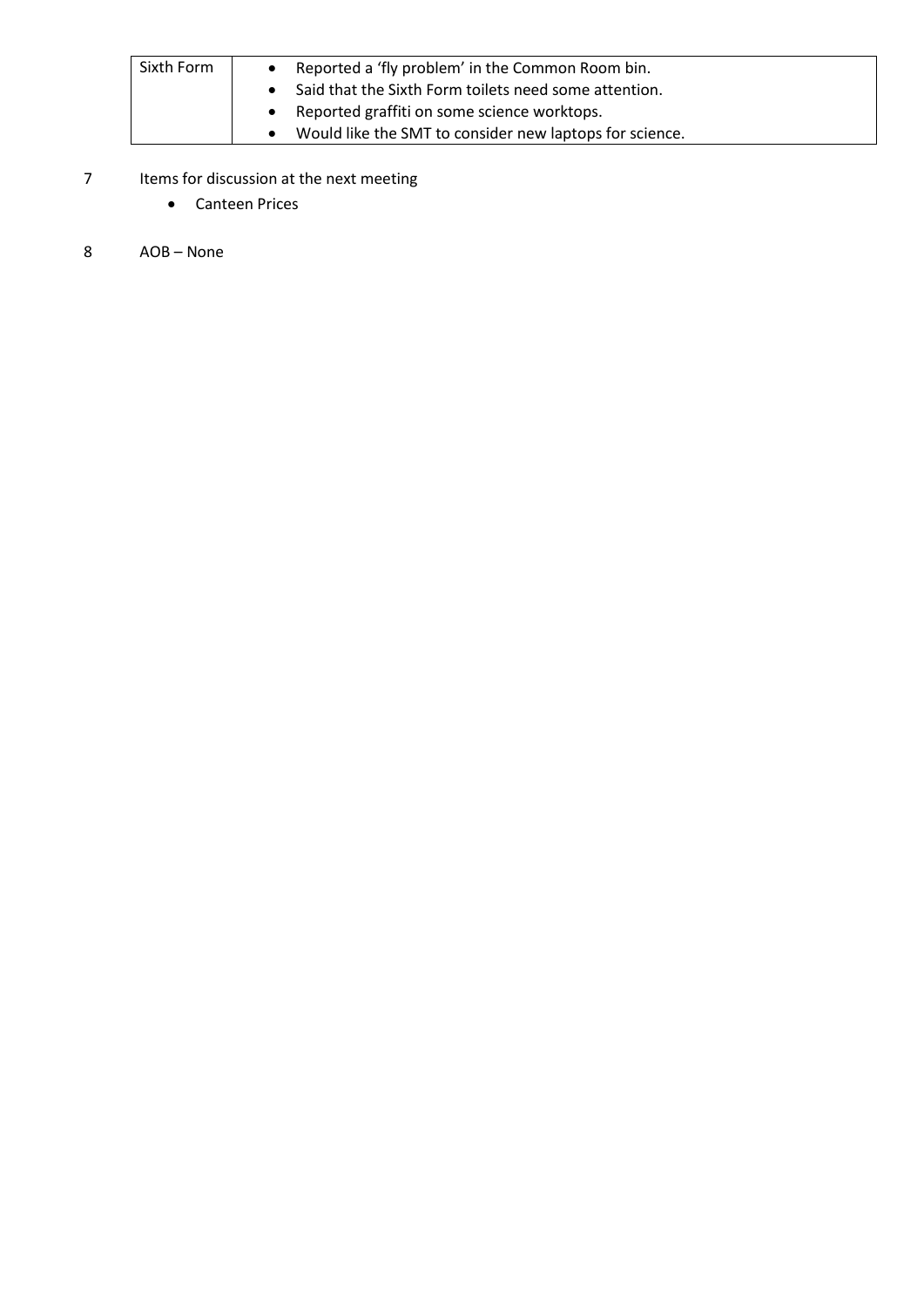| | |
|---|---|
| Sixth Form | • Reported a 'fly problem' in the Common Room bin.<br>• Said that the Sixth Form toilets need some attention.<br>• Reported graffiti on some science worktops.<br>• Would like the SMT to consider new laptops for science. |

7 Items for discussion at the next meeting

- Canteen Prices

8 AOB – None